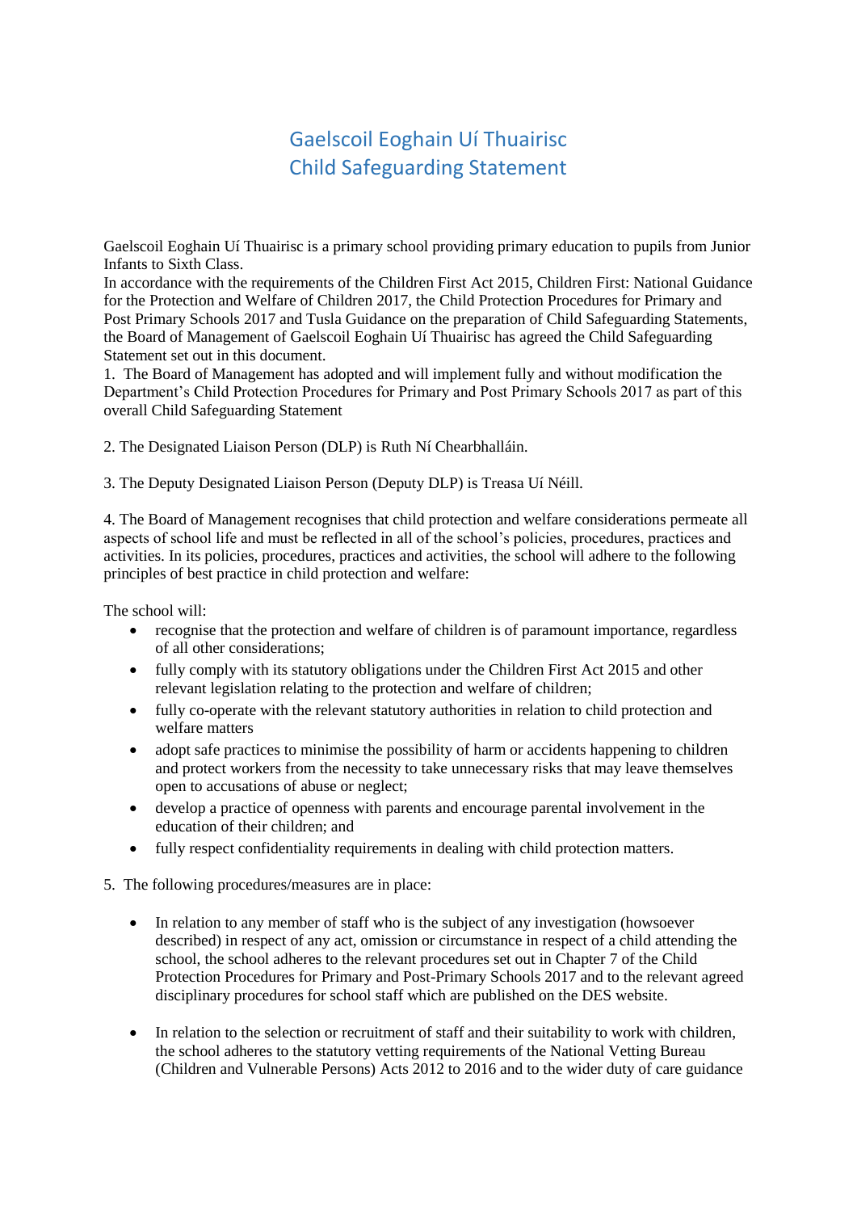# Gaelscoil Eoghain Uí Thuairisc
# Child Safeguarding Statement

Gaelscoil Eoghain Uí Thuairisc is a primary school providing primary education to pupils from Junior Infants to Sixth Class.

In accordance with the requirements of the Children First Act 2015, Children First: National Guidance for the Protection and Welfare of Children 2017, the Child Protection Procedures for Primary and Post Primary Schools 2017 and Tusla Guidance on the preparation of Child Safeguarding Statements, the Board of Management of Gaelscoil Eoghain Uí Thuairisc has agreed the Child Safeguarding Statement set out in this document.

1. The Board of Management has adopted and will implement fully and without modification the Department's Child Protection Procedures for Primary and Post Primary Schools 2017 as part of this overall Child Safeguarding Statement

2. The Designated Liaison Person (DLP) is Ruth Ní Chearbhalláin.

3. The Deputy Designated Liaison Person (Deputy DLP) is Treasa Uí Néill.

4. The Board of Management recognises that child protection and welfare considerations permeate all aspects of school life and must be reflected in all of the school's policies, procedures, practices and activities. In its policies, procedures, practices and activities, the school will adhere to the following principles of best practice in child protection and welfare:

The school will:

- recognise that the protection and welfare of children is of paramount importance, regardless of all other considerations;
- fully comply with its statutory obligations under the Children First Act 2015 and other relevant legislation relating to the protection and welfare of children;
- fully co-operate with the relevant statutory authorities in relation to child protection and welfare matters
- adopt safe practices to minimise the possibility of harm or accidents happening to children and protect workers from the necessity to take unnecessary risks that may leave themselves open to accusations of abuse or neglect;
- develop a practice of openness with parents and encourage parental involvement in the education of their children; and
- fully respect confidentiality requirements in dealing with child protection matters.

5. The following procedures/measures are in place:

- In relation to any member of staff who is the subject of any investigation (howsoever described) in respect of any act, omission or circumstance in respect of a child attending the school, the school adheres to the relevant procedures set out in Chapter 7 of the Child Protection Procedures for Primary and Post-Primary Schools 2017 and to the relevant agreed disciplinary procedures for school staff which are published on the DES website.

- In relation to the selection or recruitment of staff and their suitability to work with children, the school adheres to the statutory vetting requirements of the National Vetting Bureau (Children and Vulnerable Persons) Acts 2012 to 2016 and to the wider duty of care guidance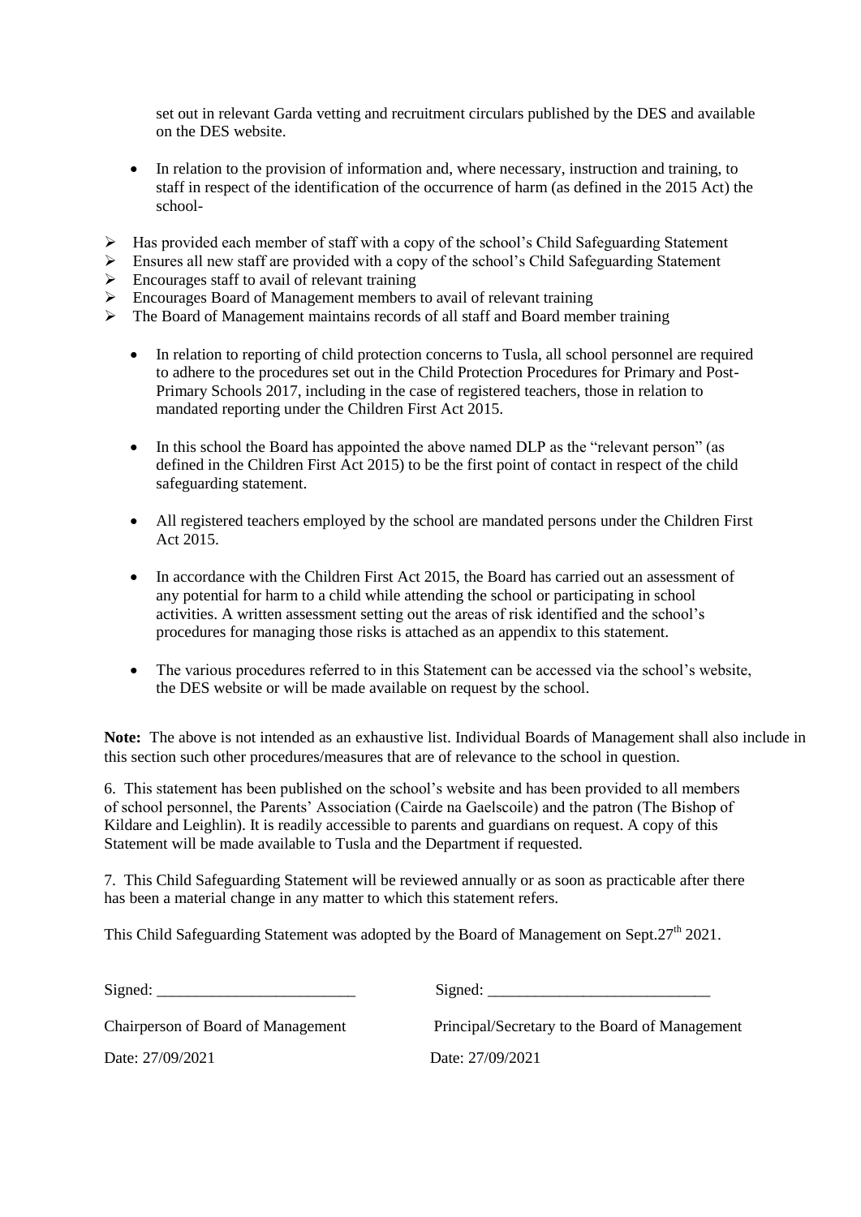set out in relevant Garda vetting and recruitment circulars published by the DES and available on the DES website.

- In relation to the provision of information and, where necessary, instruction and training, to staff in respect of the identification of the occurrence of harm (as defined in the 2015 Act) the school-

- Has provided each member of staff with a copy of the school's Child Safeguarding Statement
- Ensures all new staff are provided with a copy of the school's Child Safeguarding Statement
- Encourages staff to avail of relevant training
- Encourages Board of Management members to avail of relevant training
- The Board of Management maintains records of all staff and Board member training

- In relation to reporting of child protection concerns to Tusla, all school personnel are required to adhere to the procedures set out in the Child Protection Procedures for Primary and Post-Primary Schools 2017, including in the case of registered teachers, those in relation to mandated reporting under the Children First Act 2015.

- In this school the Board has appointed the above named DLP as the "relevant person" (as defined in the Children First Act 2015) to be the first point of contact in respect of the child safeguarding statement.

- All registered teachers employed by the school are mandated persons under the Children First Act 2015.

- In accordance with the Children First Act 2015, the Board has carried out an assessment of any potential for harm to a child while attending the school or participating in school activities. A written assessment setting out the areas of risk identified and the school's procedures for managing those risks is attached as an appendix to this statement.

- The various procedures referred to in this Statement can be accessed via the school's website, the DES website or will be made available on request by the school.

**Note:** The above is not intended as an exhaustive list. Individual Boards of Management shall also include in this section such other procedures/measures that are of relevance to the school in question.

6. This statement has been published on the school's website and has been provided to all members of school personnel, the Parents' Association (Cairde na Gaelscoile) and the patron (The Bishop of Kildare and Leighlin). It is readily accessible to parents and guardians on request. A copy of this Statement will be made available to Tusla and the Department if requested.

7. This Child Safeguarding Statement will be reviewed annually or as soon as practicable after there has been a material change in any matter to which this statement refers.

This Child Safeguarding Statement was adopted by the Board of Management on Sept.27th 2021.

| | |
|---|---|
| Signed: ________________________ | Signed: ___________________________ |
| Chairperson of Board of Management | Principal/Secretary to the Board of Management |
| Date: 27/09/2021 | Date: 27/09/2021 |